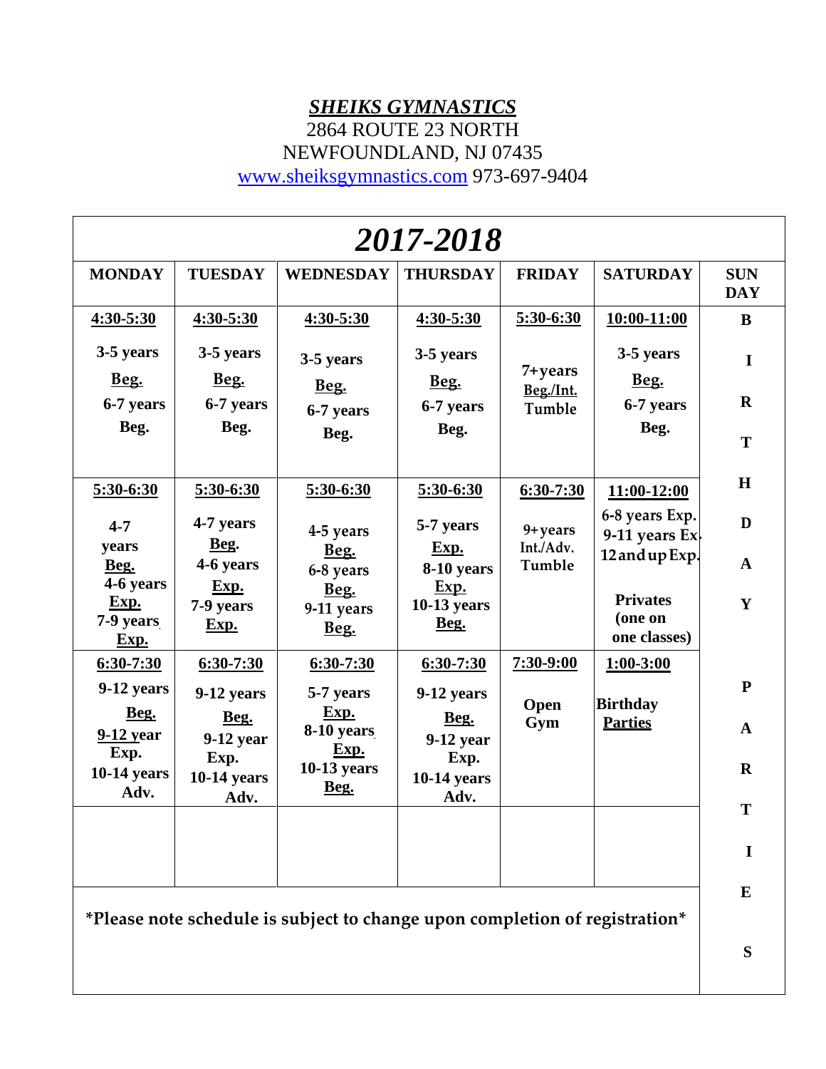***SHEIKS GYMNASTICS***
2864 ROUTE 23 NORTH
NEWFOUNDLAND, NJ 07435
www.sheiksgymnastics.com 973-697-9404

| 2017-2018 | | | | | | |
|---|---|---|---|---|---|---|
| **MONDAY** | **TUESDAY** | **WEDNESDAY** | **THURSDAY** | **FRIDAY** | **SATURDAY** | **SUNDAY** |
| **4:30-5:30**<br>**3-5 years**<br>**Beg.**<br>**6-7 years**<br>**Beg.** | **4:30-5:30**<br>**3-5 years**<br>**Beg.**<br>**6-7 years**<br>**Beg.** | **4:30-5:30**<br>**3-5 years**<br>**Beg.**<br>**6-7 years**<br>**Beg.** | **4:30-5:30**<br>**3-5 years**<br>**Beg.**<br>**6-7 years**<br>**Beg.** | **5:30-6:30**<br>**7+years**<br>**Beg./Int.**<br>**Tumble** | **10:00-11:00**<br>**3-5 years**<br>**Beg.**<br>**6-7 years**<br>**Beg.** | **BIRTHDAY PARTIES** |
| **5:30-6:30**<br>**4-7 years**<br>**Beg.**<br>**4-6 years**<br>**Exp.**<br>**7-9 years**<br>**Exp.** | **5:30-6:30**<br>**4-7 years**<br>**Beg.**<br>**4-6 years**<br>**Exp.**<br>**7-9 years**<br>**Exp.** | **5:30-6:30**<br>**4-5 years**<br>**Beg.**<br>**6-8 years**<br>**Beg.**<br>**9-11 years**<br>**Beg.** | **5:30-6:30**<br>**5-7 years**<br>**Exp.**<br>**8-10 years**<br>**Exp.**<br>**10-13 years**<br>**Beg.** | **6:30-7:30**<br>**9+years**<br>**Int./Adv.**<br>**Tumble** | **11:00-12:00**<br>**6-8 years Exp.**<br>**9-11 years Exp.**<br>**12 and up Exp.**<br>**Privates (one on one classes)** | |
| **6:30-7:30**<br>**9-12 years**<br>**Beg.**<br>**9-12 year**<br>**Exp.**<br>**10-14 years**<br>**Adv.** | **6:30-7:30**<br>**9-12 years**<br>**Beg.**<br>**9-12 year**<br>**Exp.**<br>**10-14 years**<br>**Adv.** | **6:30-7:30**<br>**5-7 years**<br>**Exp.**<br>**8-10 years**<br>**Exp.**<br>**10-13 years**<br>**Beg.** | **6:30-7:30**<br>**9-12 years**<br>**Beg.**<br>**9-12 year**<br>**Exp.**<br>**10-14 years**<br>**Adv.** | **7:30-9:00**<br>**Open Gym** | **1:00-3:00**<br>**Birthday Parties** | |
| | | | | | | |

**\*Please note schedule is subject to change upon completion of registration\***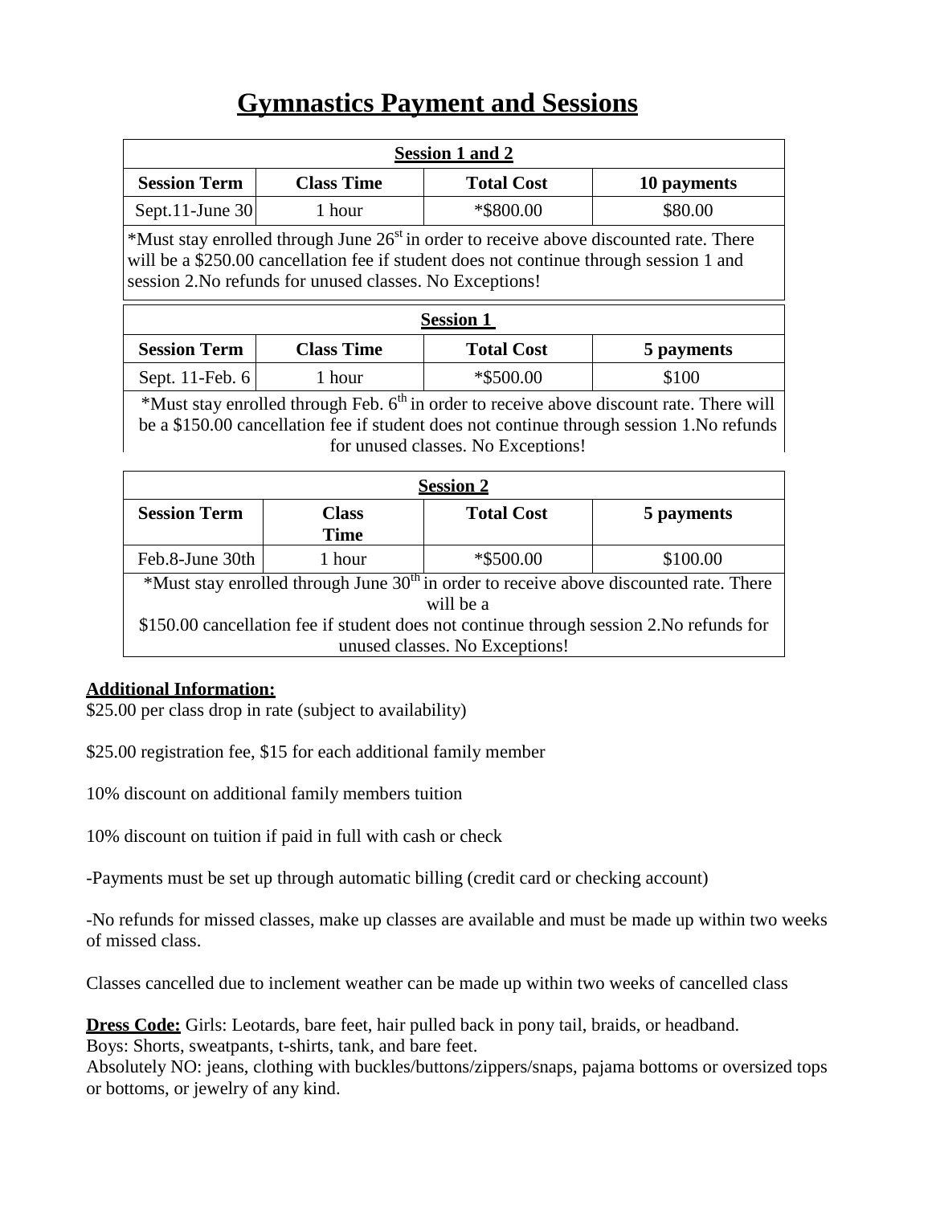# Gymnastics Payment and Sessions

| Session 1 and 2 | | | |
|---|---|---|---|
| **Session Term** | **Class Time** | **Total Cost** | **10 payments** |
| Sept.11-June 30 | 1 hour | *$800.00 | $80.00 |

*Must stay enrolled through June 26st in order to receive above discounted rate. There will be a $250.00 cancellation fee if student does not continue through session 1 and session 2.No refunds for unused classes. No Exceptions!

| Session 1 | | | |
|---|---|---|---|
| **Session Term** | **Class Time** | **Total Cost** | **5 payments** |
| Sept. 11-Feb. 6 | 1 hour | *$500.00 | $100 |

*Must stay enrolled through Feb. 6th in order to receive above discount rate. There will be a $150.00 cancellation fee if student does not continue through session 1.No refunds for unused classes. No Exceptions!

| Session 2 | | | |
|---|---|---|---|
| **Session Term** | **Class Time** | **Total Cost** | **5 payments** |
| Feb.8-June 30th | 1 hour | *$500.00 | $100.00 |

*Must stay enrolled through June 30th in order to receive above discounted rate. There will be a $150.00 cancellation fee if student does not continue through session 2.No refunds for unused classes. No Exceptions!

**Additional Information:**

$25.00 per class drop in rate (subject to availability)

$25.00 registration fee, $15 for each additional family member

10% discount on additional family members tuition

10% discount on tuition if paid in full with cash or check

-Payments must be set up through automatic billing (credit card or checking account)

-No refunds for missed classes, make up classes are available and must be made up within two weeks of missed class.

Classes cancelled due to inclement weather can be made up within two weeks of cancelled class

**Dress Code:** Girls: Leotards, bare feet, hair pulled back in pony tail, braids, or headband.
Boys: Shorts, sweatpants, t-shirts, tank, and bare feet.
Absolutely NO: jeans, clothing with buckles/buttons/zippers/snaps, pajama bottoms or oversized tops or bottoms, or jewelry of any kind.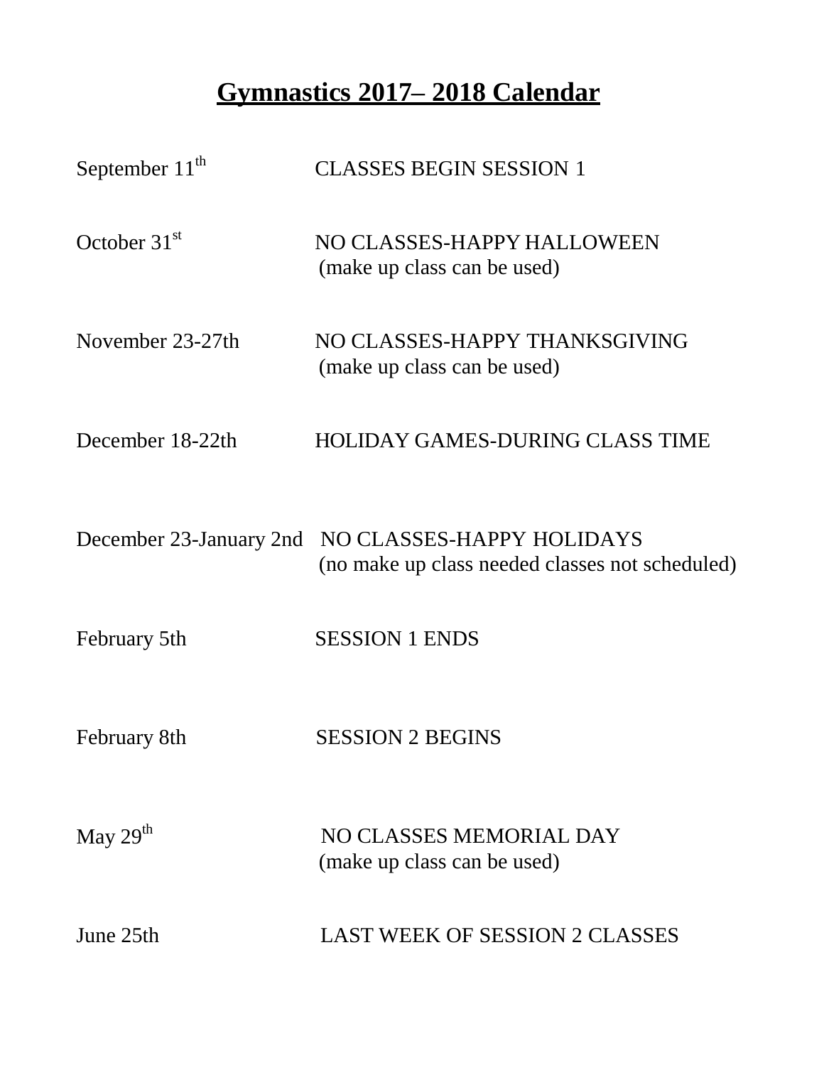# Gymnastics 2017– 2018 Calendar

| | |
|---|---|
| September 11th | CLASSES BEGIN SESSION 1 |
| October 31st | NO CLASSES-HAPPY HALLOWEEN (make up class can be used) |
| November 23-27th | NO CLASSES-HAPPY THANKSGIVING (make up class can be used) |
| December 18-22th | HOLIDAY GAMES-DURING CLASS TIME |
| December 23-January 2nd | NO CLASSES-HAPPY HOLIDAYS (no make up class needed classes not scheduled) |
| February 5th | SESSION 1 ENDS |
| February 8th | SESSION 2 BEGINS |
| May 29th | NO CLASSES MEMORIAL DAY (make up class can be used) |
| June 25th | LAST WEEK OF SESSION 2 CLASSES |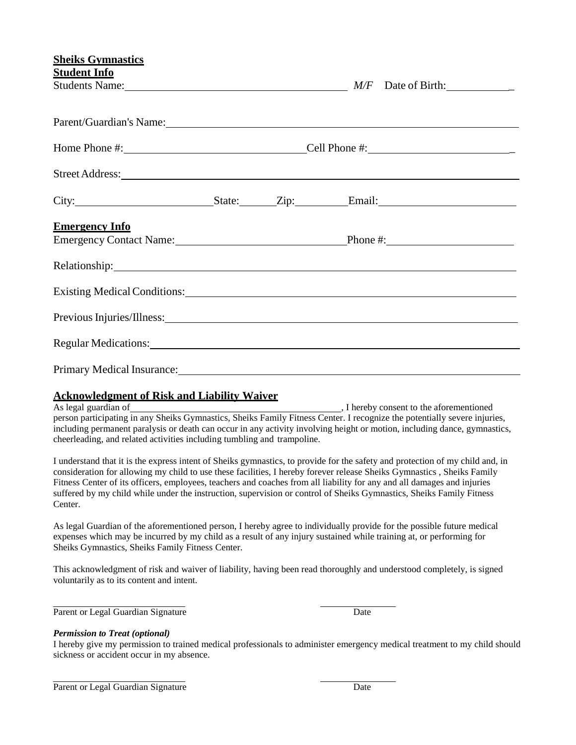**Sheiks Gymnastics**

**Student Info**

Students Name: ______________________________ *M/F* Date of Birth: ____________

Parent/Guardian's Name: ______________________________

Home Phone #: ______________________ Cell Phone #: ______________________

Street Address: ______________________________

City: ______________ State: ______ Zip: ________ Email: ______________________

**Emergency Info**

Emergency Contact Name: ______________________ Phone #: ______________________

Relationship: ______________________________

Existing Medical Conditions: ______________________________

Previous Injuries/Illness: ______________________________

Regular Medications: ______________________________

Primary Medical Insurance: ______________________________

**Acknowledgment of Risk and Liability Waiver**

As legal guardian of ______________________________, I hereby consent to the aforementioned person participating in any Sheiks Gymnastics, Sheiks Family Fitness Center. I recognize the potentially severe injuries, including permanent paralysis or death can occur in any activity involving height or motion, including dance, gymnastics, cheerleading, and related activities including tumbling and trampoline.

I understand that it is the express intent of Sheiks gymnastics, to provide for the safety and protection of my child and, in consideration for allowing my child to use these facilities, I hereby forever release Sheiks Gymnastics , Sheiks Family Fitness Center of its officers, employees, teachers and coaches from all liability for any and all damages and injuries suffered by my child while under the instruction, supervision or control of Sheiks Gymnastics, Sheiks Family Fitness Center.

As legal Guardian of the aforementioned person, I hereby agree to individually provide for the possible future medical expenses which may be incurred by my child as a result of any injury sustained while training at, or performing for Sheiks Gymnastics, Sheiks Family Fitness Center.

This acknowledgment of risk and waiver of liability, having been read thoroughly and understood completely, is signed voluntarily as to its content and intent.

______________________________ ______________

Parent or Legal Guardian Signature Date

***Permission to Treat (optional)***

I hereby give my permission to trained medical professionals to administer emergency medical treatment to my child should sickness or accident occur in my absence.

______________________________ ______________

Parent or Legal Guardian Signature Date